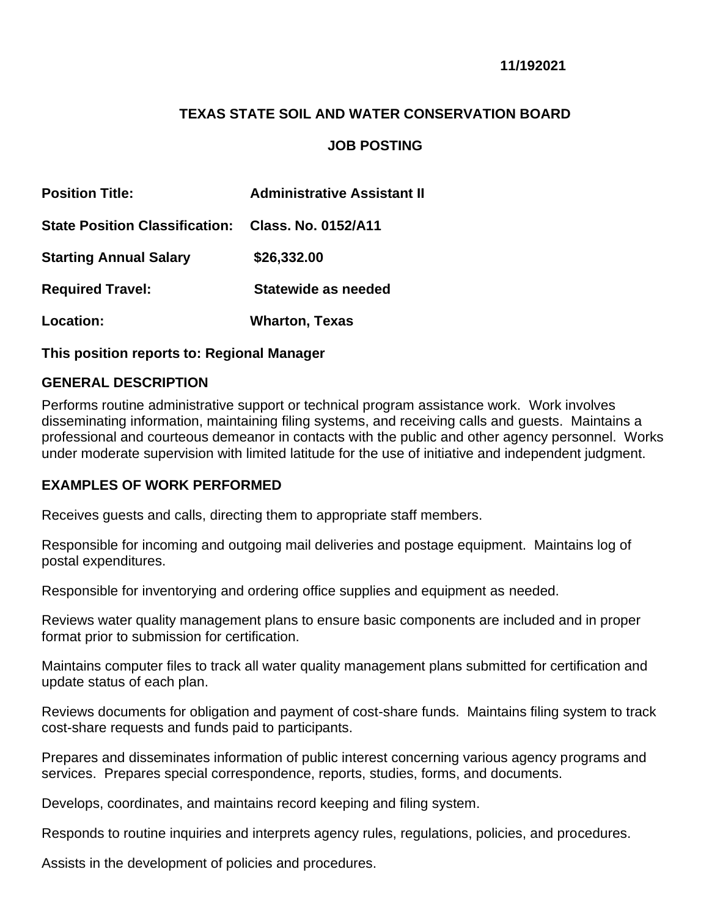**11/192021**

# TEXAS STATE SOIL AND WATER CONSERVATION BOARD

## JOB POSTING

**Position Title:** **Administrative Assistant II**

**State Position Classification:** **Class. No. 0152/A11**

**Starting Annual Salary** **$26,332.00**

**Required Travel:** **Statewide as needed**

**Location:** **Wharton, Texas**

**This position reports to: Regional Manager**

### GENERAL DESCRIPTION

Performs routine administrative support or technical program assistance work. Work involves disseminating information, maintaining filing systems, and receiving calls and guests. Maintains a professional and courteous demeanor in contacts with the public and other agency personnel. Works under moderate supervision with limited latitude for the use of initiative and independent judgment.

### EXAMPLES OF WORK PERFORMED

Receives guests and calls, directing them to appropriate staff members.

Responsible for incoming and outgoing mail deliveries and postage equipment. Maintains log of postal expenditures.

Responsible for inventorying and ordering office supplies and equipment as needed.

Reviews water quality management plans to ensure basic components are included and in proper format prior to submission for certification.

Maintains computer files to track all water quality management plans submitted for certification and update status of each plan.

Reviews documents for obligation and payment of cost-share funds. Maintains filing system to track cost-share requests and funds paid to participants.

Prepares and disseminates information of public interest concerning various agency programs and services. Prepares special correspondence, reports, studies, forms, and documents.

Develops, coordinates, and maintains record keeping and filing system.

Responds to routine inquiries and interprets agency rules, regulations, policies, and procedures.

Assists in the development of policies and procedures.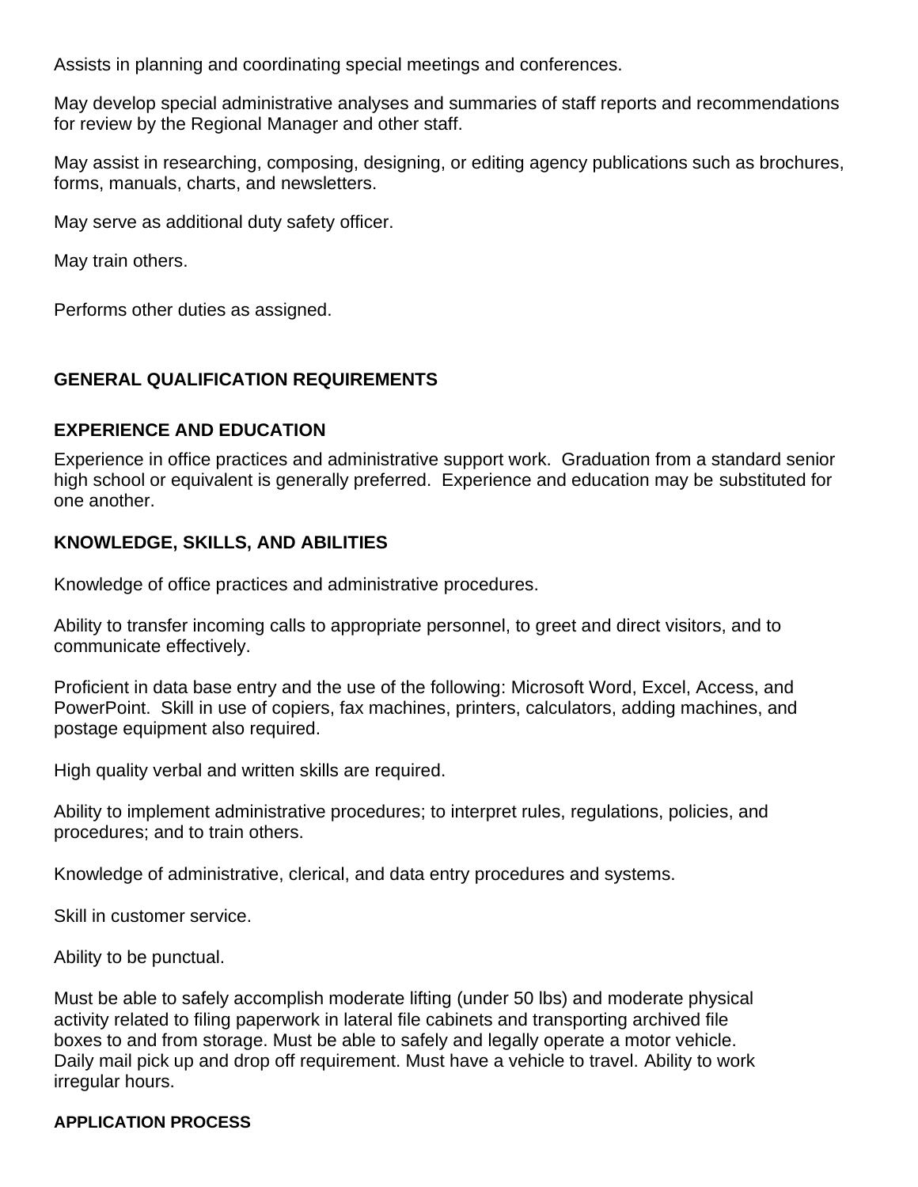Assists in planning and coordinating special meetings and conferences.

May develop special administrative analyses and summaries of staff reports and recommendations for review by the Regional Manager and other staff.

May assist in researching, composing, designing, or editing agency publications such as brochures, forms, manuals, charts, and newsletters.

May serve as additional duty safety officer.

May train others.

Performs other duties as assigned.

## GENERAL QUALIFICATION REQUIREMENTS

### EXPERIENCE AND EDUCATION

Experience in office practices and administrative support work. Graduation from a standard senior high school or equivalent is generally preferred. Experience and education may be substituted for one another.

### KNOWLEDGE, SKILLS, AND ABILITIES

Knowledge of office practices and administrative procedures.

Ability to transfer incoming calls to appropriate personnel, to greet and direct visitors, and to communicate effectively.

Proficient in data base entry and the use of the following: Microsoft Word, Excel, Access, and PowerPoint. Skill in use of copiers, fax machines, printers, calculators, adding machines, and postage equipment also required.

High quality verbal and written skills are required.

Ability to implement administrative procedures; to interpret rules, regulations, policies, and procedures; and to train others.

Knowledge of administrative, clerical, and data entry procedures and systems.

Skill in customer service.

Ability to be punctual.

Must be able to safely accomplish moderate lifting (under 50 lbs) and moderate physical activity related to filing paperwork in lateral file cabinets and transporting archived file boxes to and from storage. Must be able to safely and legally operate a motor vehicle. Daily mail pick up and drop off requirement. Must have a vehicle to travel. Ability to work irregular hours.

### APPLICATION PROCESS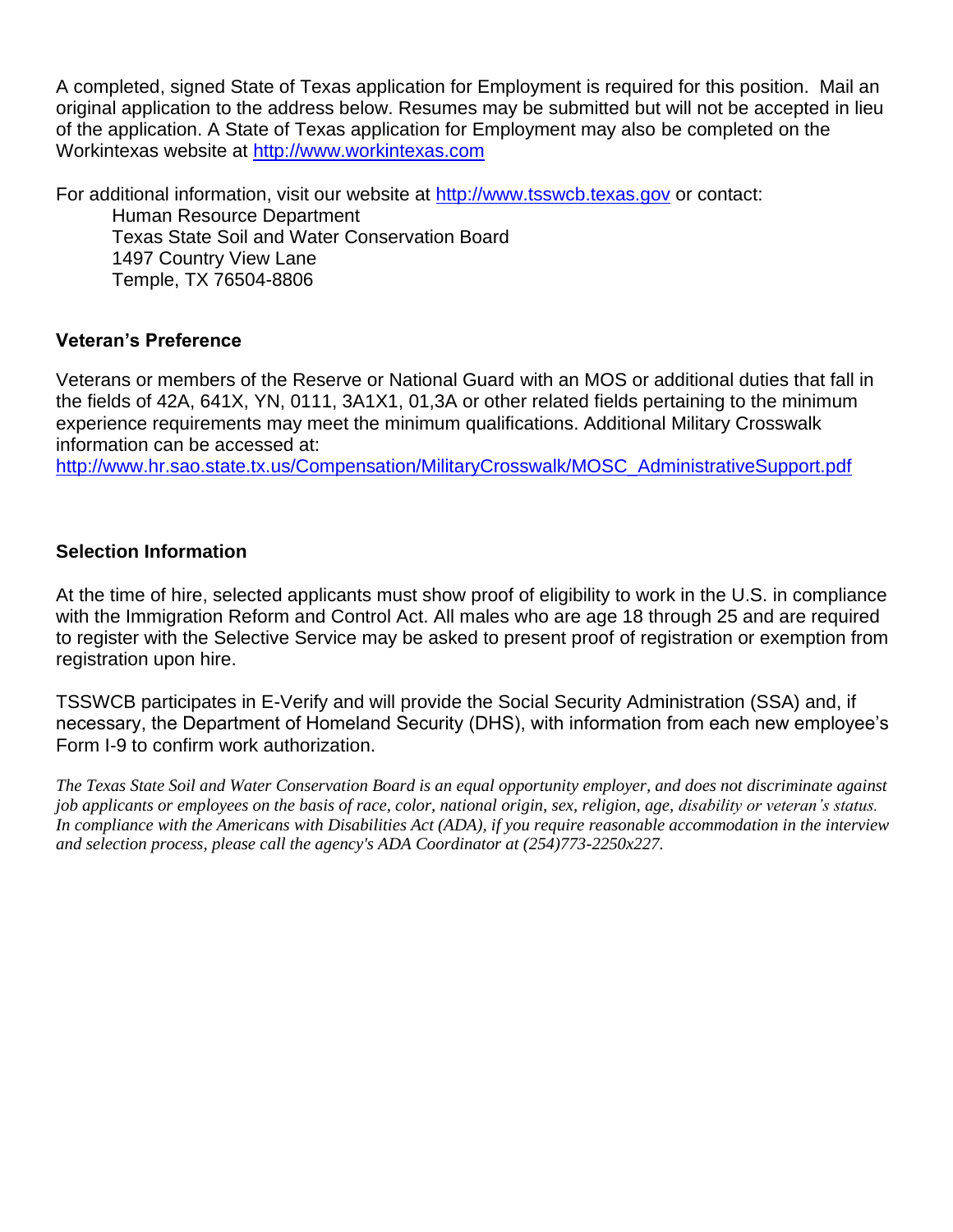A completed, signed State of Texas application for Employment is required for this position. Mail an original application to the address below. Resumes may be submitted but will not be accepted in lieu of the application. A State of Texas application for Employment may also be completed on the Workintexas website at http://www.workintexas.com

For additional information, visit our website at http://www.tsswcb.texas.gov or contact:

Human Resource Department
Texas State Soil and Water Conservation Board
1497 Country View Lane
Temple, TX 76504-8806

**Veteran's Preference**

Veterans or members of the Reserve or National Guard with an MOS or additional duties that fall in the fields of 42A, 641X, YN, 0111, 3A1X1, 01,3A or other related fields pertaining to the minimum experience requirements may meet the minimum qualifications. Additional Military Crosswalk information can be accessed at:
http://www.hr.sao.state.tx.us/Compensation/MilitaryCrosswalk/MOSC_AdministrativeSupport.pdf

**Selection Information**

At the time of hire, selected applicants must show proof of eligibility to work in the U.S. in compliance with the Immigration Reform and Control Act. All males who are age 18 through 25 and are required to register with the Selective Service may be asked to present proof of registration or exemption from registration upon hire.

TSSWCB participates in E-Verify and will provide the Social Security Administration (SSA) and, if necessary, the Department of Homeland Security (DHS), with information from each new employee's Form I-9 to confirm work authorization.

*The Texas State Soil and Water Conservation Board is an equal opportunity employer, and does not discriminate against job applicants or employees on the basis of race, color, national origin, sex, religion, age, disability or veteran's status. In compliance with the Americans with Disabilities Act (ADA), if you require reasonable accommodation in the interview and selection process, please call the agency's ADA Coordinator at (254)773-2250x227.*